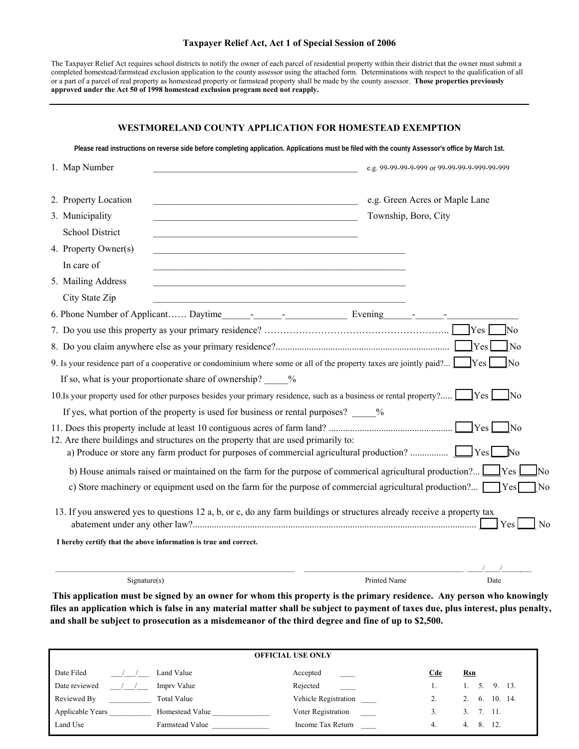## Taxpayer Relief Act, Act 1 of Special Session of 2006

The Taxpayer Relief Act requires school districts to notify the owner of each parcel of residential property within their district that the owner must submit a completed homestead/farmstead exclusion application to the county assessor using the attached form. Determinations with respect to the qualification of all or a part of a parcel of real property as homestead property or farmstead property shall be made by the county assessor. **Those properties previously approved under the Act 50 of 1998 homestead exclusion program need not reapply.**

---

## WESTMORELAND COUNTY APPLICATION FOR HOMESTEAD EXEMPTION

**Please read instructions on reverse side before completing application. Applications must be filed with the county Assessor's office by March 1st.**

1. Map Number ____________________________________________ e.g. 99-99-99-9-999 or 99-99-99-9-999-99-999

2. Property Location ____________________________________________ e.g. Green Acres or Maple Lane
3. Municipality ____________________________________________ Township, Boro, City
   School District ____________________________________________
4. Property Owner(s) ____________________________________________
   In care of ____________________________________________
5. Mailing Address ____________________________________________
   City State Zip ____________________________________________
6. Phone Number of Applicant…… Daytime______-______-____________ Evening______-______-______________
7. Do you use this property as your primary residence? ………………………………………………….. ☐ Yes ☐ No
8. Do you claim anywhere else as your primary residence?......................................................................... ☐ Yes ☐ No
9. Is your residence part of a cooperative or condominium where some or all of the property taxes are jointly paid?... ☐ Yes ☐ No
   If so, what is your proportionate share of ownership? _____%
10. Is your property used for other purposes besides your primary residence, such as a business or rental property?..... ☐ Yes ☐ No
    If yes, what portion of the property is used for business or rental purposes? _____%
11. Does this property include at least 10 contiguous acres of farm land? ................................................... ☐ Yes ☐ No
12. Are there buildings and structures on the property that are used primarily to:
    a) Produce or store any farm product for purposes of commercial agricultural production? ................ ☐ Yes ☐ No
    b) House animals raised or maintained on the farm for the purpose of commerical agricultural production?... ☐ Yes ☐ No
    c) Store machinery or equipment used on the farm for the purpose of commercial agricultural production?... ☐ Yes ☐ No
13. If you answered yes to questions 12 a, b, or c, do any farm buildings or structures already receive a property tax abatement under any other law?....................................................................................................................... ☐ Yes ☐ No

**I hereby certify that the above information is true and correct.**

______________________________________ ______________________________ ___/___/______
Signature(s) Printed Name Date

**This application must be signed by an owner for whom this property is the primary residence. Any person who knowingly files an application which is false in any material matter shall be subject to payment of taxes due, plus interest, plus penalty, and shall be subject to prosecution as a misdemeanor of the third degree and fine of up to $2,500.**

| OFFICIAL USE ONLY | | | | | |
|---|---|---|---|---|---|
| Date Filed ___/___/___ | Land Value | Accepted ____ | | Cde | Rsn |
| Date reviewed ___/___/___ | Imprv Value | Rejected ____ | | 1. | 1. 5. 9. 13. |
| Reviewed By __________ | Total Value | Vehicle Registration ____ | | 2. | 2. 6. 10. 14. |
| Applicable Years __________ | Homestead Value ______________ | Voter Registration ____ | | 3. | 3. 7. 11. |
| Land Use | Farmstead Value ______________ | Income Tax Return ____ | | 4. | 4. 8. 12. |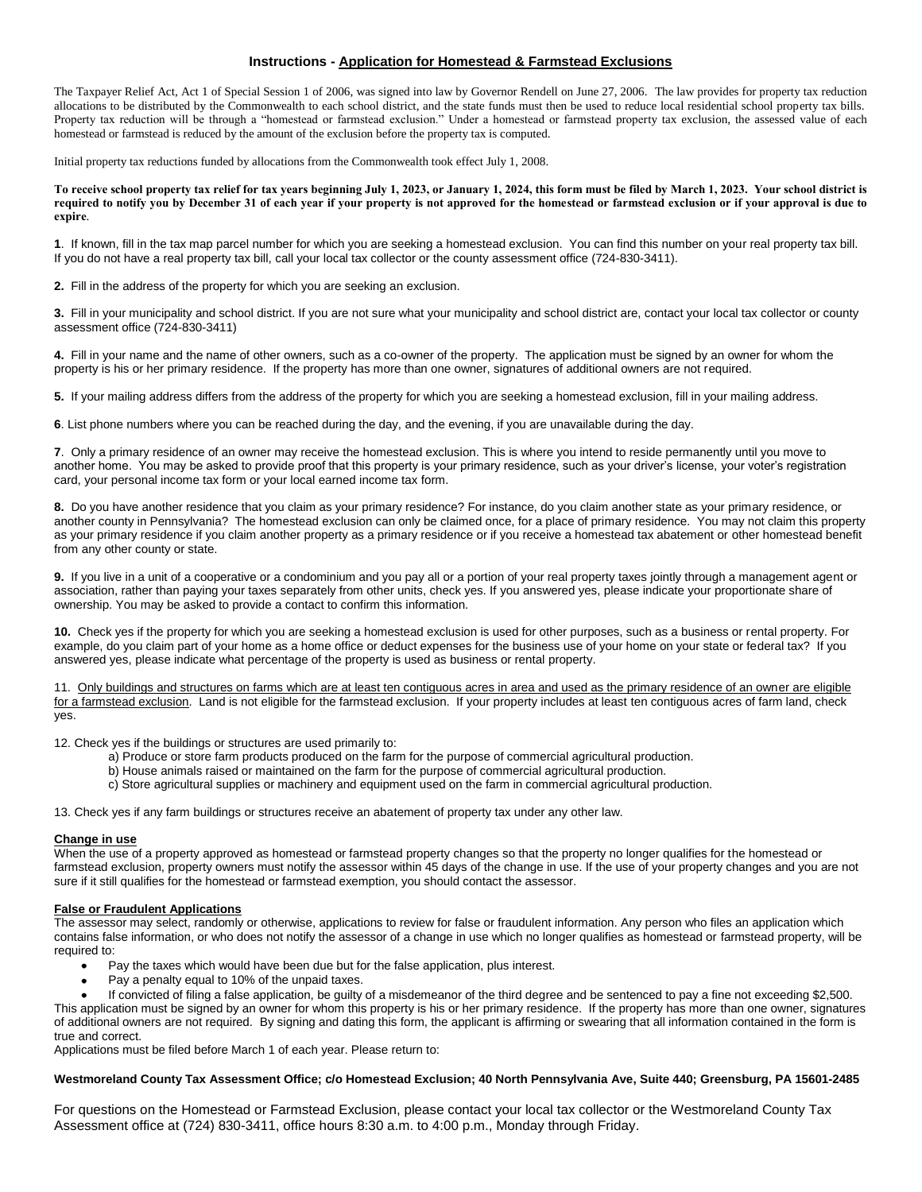## Instructions - Application for Homestead & Farmstead Exclusions

The Taxpayer Relief Act, Act 1 of Special Session 1 of 2006, was signed into law by Governor Rendell on June 27, 2006. The law provides for property tax reduction allocations to be distributed by the Commonwealth to each school district, and the state funds must then be used to reduce local residential school property tax bills. Property tax reduction will be through a "homestead or farmstead exclusion." Under a homestead or farmstead property tax exclusion, the assessed value of each homestead or farmstead is reduced by the amount of the exclusion before the property tax is computed.

Initial property tax reductions funded by allocations from the Commonwealth took effect July 1, 2008.

**To receive school property tax relief for tax years beginning July 1, 2023, or January 1, 2024, this form must be filed by March 1, 2023. Your school district is required to notify you by December 31 of each year if your property is not approved for the homestead or farmstead exclusion or if your approval is due to expire.**

**1**. If known, fill in the tax map parcel number for which you are seeking a homestead exclusion. You can find this number on your real property tax bill. If you do not have a real property tax bill, call your local tax collector or the county assessment office (724-830-3411).

**2.** Fill in the address of the property for which you are seeking an exclusion.

**3.** Fill in your municipality and school district. If you are not sure what your municipality and school district are, contact your local tax collector or county assessment office (724-830-3411)

**4.** Fill in your name and the name of other owners, such as a co-owner of the property. The application must be signed by an owner for whom the property is his or her primary residence. If the property has more than one owner, signatures of additional owners are not required.

**5.** If your mailing address differs from the address of the property for which you are seeking a homestead exclusion, fill in your mailing address.

**6**. List phone numbers where you can be reached during the day, and the evening, if you are unavailable during the day.

**7**. Only a primary residence of an owner may receive the homestead exclusion. This is where you intend to reside permanently until you move to another home. You may be asked to provide proof that this property is your primary residence, such as your driver's license, your voter's registration card, your personal income tax form or your local earned income tax form.

**8.** Do you have another residence that you claim as your primary residence? For instance, do you claim another state as your primary residence, or another county in Pennsylvania? The homestead exclusion can only be claimed once, for a place of primary residence. You may not claim this property as your primary residence if you claim another property as a primary residence or if you receive a homestead tax abatement or other homestead benefit from any other county or state.

**9.** If you live in a unit of a cooperative or a condominium and you pay all or a portion of your real property taxes jointly through a management agent or association, rather than paying your taxes separately from other units, check yes. If you answered yes, please indicate your proportionate share of ownership. You may be asked to provide a contact to confirm this information.

**10.** Check yes if the property for which you are seeking a homestead exclusion is used for other purposes, such as a business or rental property. For example, do you claim part of your home as a home office or deduct expenses for the business use of your home on your state or federal tax? If you answered yes, please indicate what percentage of the property is used as business or rental property.

11. Only buildings and structures on farms which are at least ten contiguous acres in area and used as the primary residence of an owner are eligible for a farmstead exclusion. Land is not eligible for the farmstead exclusion. If your property includes at least ten contiguous acres of farm land, check yes.

12. Check yes if the buildings or structures are used primarily to:

- a) Produce or store farm products produced on the farm for the purpose of commercial agricultural production.
- b) House animals raised or maintained on the farm for the purpose of commercial agricultural production.
- c) Store agricultural supplies or machinery and equipment used on the farm in commercial agricultural production.

13. Check yes if any farm buildings or structures receive an abatement of property tax under any other law.

**Change in use**

When the use of a property approved as homestead or farmstead property changes so that the property no longer qualifies for the homestead or farmstead exclusion, property owners must notify the assessor within 45 days of the change in use. If the use of your property changes and you are not sure if it still qualifies for the homestead or farmstead exemption, you should contact the assessor.

**False or Fraudulent Applications**

The assessor may select, randomly or otherwise, applications to review for false or fraudulent information. Any person who files an application which contains false information, or who does not notify the assessor of a change in use which no longer qualifies as homestead or farmstead property, will be required to:

- Pay the taxes which would have been due but for the false application, plus interest.
- Pay a penalty equal to 10% of the unpaid taxes.
- If convicted of filing a false application, be guilty of a misdemeanor of the third degree and be sentenced to pay a fine not exceeding $2,500.

This application must be signed by an owner for whom this property is his or her primary residence. If the property has more than one owner, signatures of additional owners are not required. By signing and dating this form, the applicant is affirming or swearing that all information contained in the form is true and correct.

Applications must be filed before March 1 of each year. Please return to:

**Westmoreland County Tax Assessment Office; c/o Homestead Exclusion; 40 North Pennsylvania Ave, Suite 440; Greensburg, PA 15601-2485**

For questions on the Homestead or Farmstead Exclusion, please contact your local tax collector or the Westmoreland County Tax Assessment office at (724) 830-3411, office hours 8:30 a.m. to 4:00 p.m., Monday through Friday.